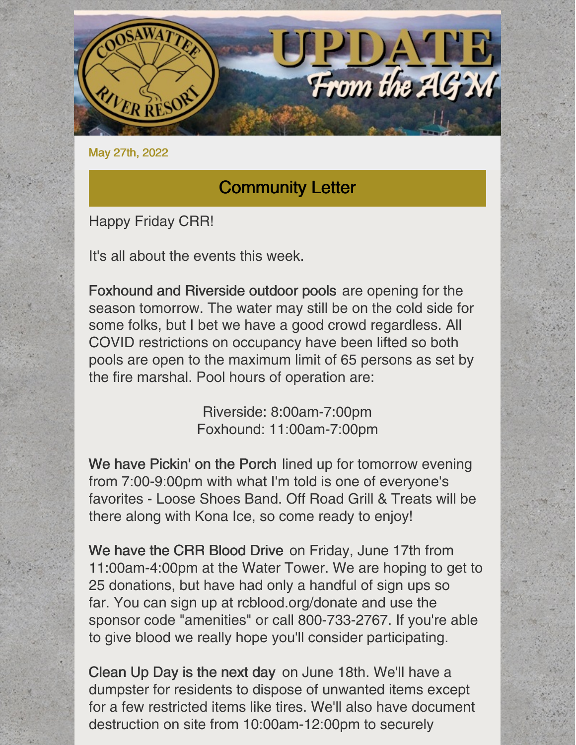# UPDATE From the AGM

May 27th, 2022

## Community Letter

Happy Friday CRR!

It's all about the events this week.

Foxhound and Riverside outdoor pools are opening for the season tomorrow. The water may still be on the cold side for some folks, but I bet we have a good crowd regardless. All COVID restrictions on occupancy have been lifted so both pools are open to the maximum limit of 65 persons as set by the fire marshal. Pool hours of operation are:

Riverside: 8:00am-7:00pm
Foxhound: 11:00am-7:00pm

We have Pickin' on the Porch lined up for tomorrow evening from 7:00-9:00pm with what I'm told is one of everyone's favorites - Loose Shoes Band. Off Road Grill & Treats will be there along with Kona Ice, so come ready to enjoy!

We have the CRR Blood Drive on Friday, June 17th from 11:00am-4:00pm at the Water Tower. We are hoping to get to 25 donations, but have had only a handful of sign ups so far. You can sign up at rcblood.org/donate and use the sponsor code "amenities" or call 800-733-2767. If you're able to give blood we really hope you'll consider participating.

Clean Up Day is the next day on June 18th. We'll have a dumpster for residents to dispose of unwanted items except for a few restricted items like tires. We'll also have document destruction on site from 10:00am-12:00pm to securely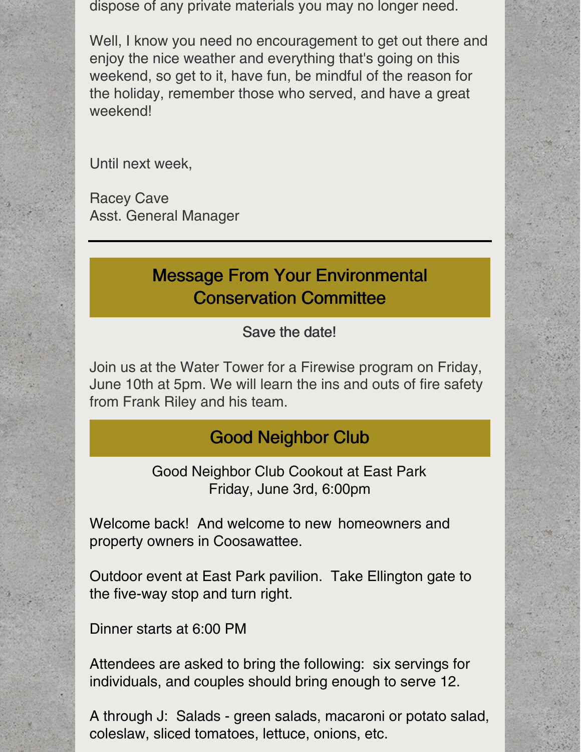dispose of any private materials you may no longer need.

Well, I know you need no encouragement to get out there and enjoy the nice weather and everything that's going on this weekend, so get to it, have fun, be mindful of the reason for the holiday, remember those who served, and have a great weekend!

Until next week,

Racey Cave
Asst. General Manager

---

## Message From Your Environmental Conservation Committee

Save the date!

Join us at the Water Tower for a Firewise program on Friday, June 10th at 5pm. We will learn the ins and outs of fire safety from Frank Riley and his team.

## Good Neighbor Club

Good Neighbor Club Cookout at East Park
Friday, June 3rd, 6:00pm

Welcome back!  And welcome to new homeowners and property owners in Coosawattee.

Outdoor event at East Park pavilion.  Take Ellington gate to the five-way stop and turn right.

Dinner starts at 6:00 PM

Attendees are asked to bring the following:  six servings for individuals, and couples should bring enough to serve 12.

A through J:  Salads - green salads, macaroni or potato salad, coleslaw, sliced tomatoes, lettuce, onions, etc.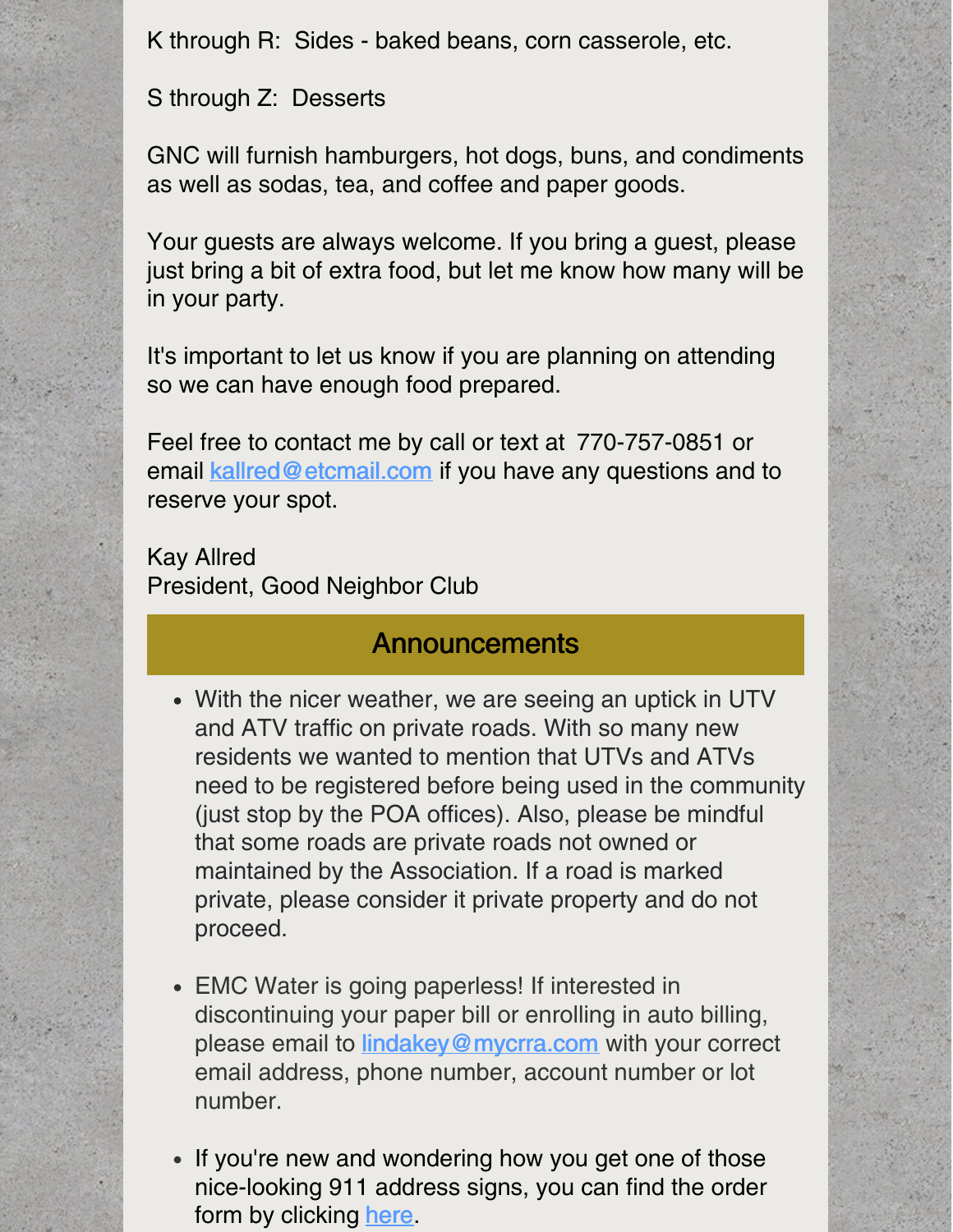K through R: Sides - baked beans, corn casserole, etc.

S through Z: Desserts

GNC will furnish hamburgers, hot dogs, buns, and condiments as well as sodas, tea, and coffee and paper goods.

Your guests are always welcome. If you bring a guest, please just bring a bit of extra food, but let me know how many will be in your party.

It's important to let us know if you are planning on attending so we can have enough food prepared.

Feel free to contact me by call or text at 770-757-0851 or email kallred@etcmail.com if you have any questions and to reserve your spot.

Kay Allred
President, Good Neighbor Club

## Announcements

- With the nicer weather, we are seeing an uptick in UTV and ATV traffic on private roads. With so many new residents we wanted to mention that UTVs and ATVs need to be registered before being used in the community (just stop by the POA offices). Also, please be mindful that some roads are private roads not owned or maintained by the Association. If a road is marked private, please consider it private property and do not proceed.

- EMC Water is going paperless! If interested in discontinuing your paper bill or enrolling in auto billing, please email to lindakey@mycrra.com with your correct email address, phone number, account number or lot number.

- If you're new and wondering how you get one of those nice-looking 911 address signs, you can find the order form by clicking here.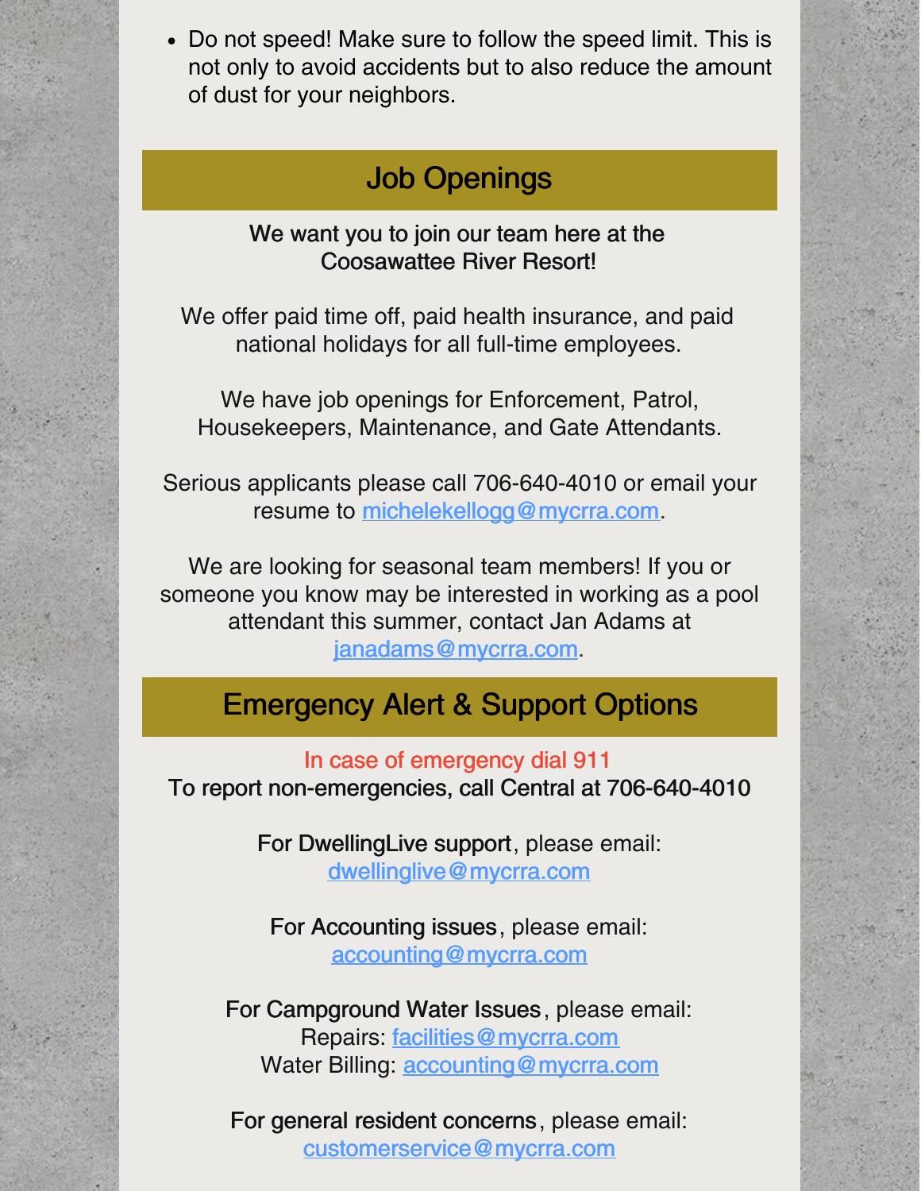- Do not speed! Make sure to follow the speed limit. This is not only to avoid accidents but to also reduce the amount of dust for your neighbors.

## Job Openings

We want you to join our team here at the Coosawattee River Resort!

We offer paid time off, paid health insurance, and paid national holidays for all full-time employees.

We have job openings for Enforcement, Patrol, Housekeepers, Maintenance, and Gate Attendants.

Serious applicants please call 706-640-4010 or email your resume to michelekellogg@mycrra.com.

We are looking for seasonal team members! If you or someone you know may be interested in working as a pool attendant this summer, contact Jan Adams at janadams@mycrra.com.

## Emergency Alert & Support Options

In case of emergency dial 911

To report non-emergencies, call Central at 706-640-4010

For DwellingLive support, please email: dwellinglive@mycrra.com

For Accounting issues, please email: accounting@mycrra.com

For Campground Water Issues, please email:
Repairs: facilities@mycrra.com
Water Billing: accounting@mycrra.com

For general resident concerns, please email: customerservice@mycrra.com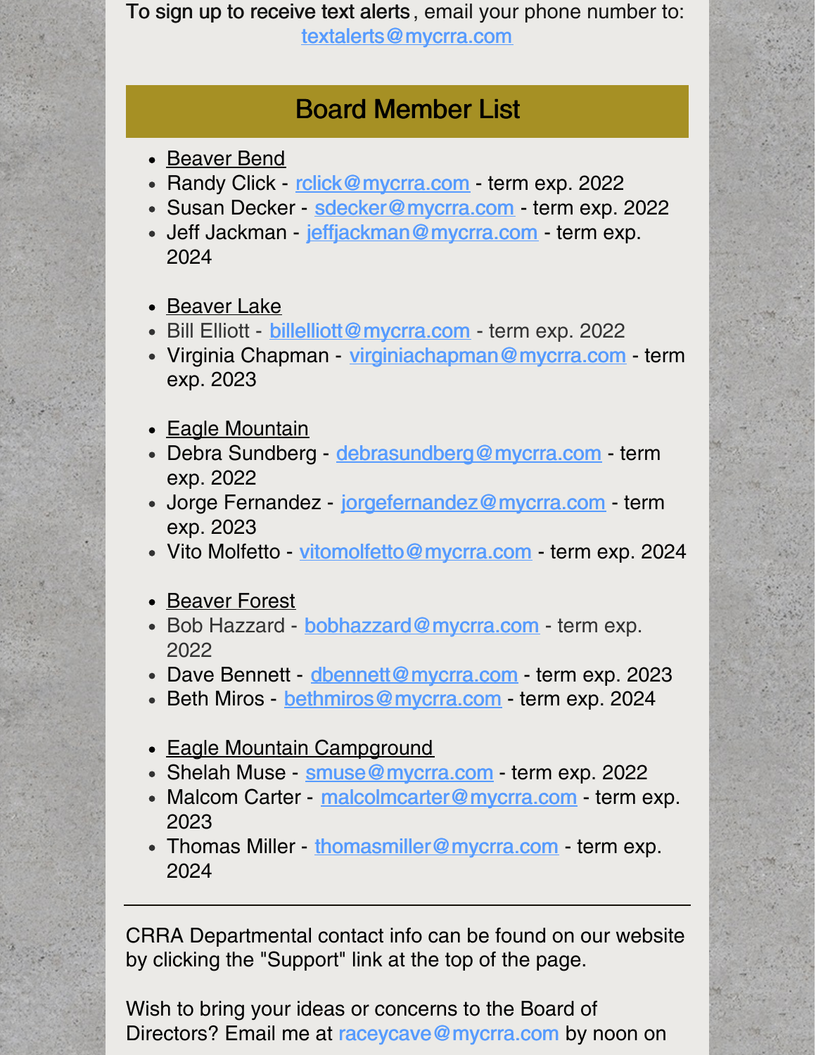To sign up to receive text alerts, email your phone number to:
textalerts@mycrra.com

## Board Member List

- Beaver Bend
- Randy Click - rclick@mycrra.com - term exp. 2022
- Susan Decker - sdecker@mycrra.com - term exp. 2022
- Jeff Jackman - jeffjackman@mycrra.com - term exp. 2024

- Beaver Lake
- Bill Elliott - billelliott@mycrra.com - term exp. 2022
- Virginia Chapman - virginiachapman@mycrra.com - term exp. 2023

- Eagle Mountain
- Debra Sundberg - debrasundberg@mycrra.com - term exp. 2022
- Jorge Fernandez - jorgefernandez@mycrra.com - term exp. 2023
- Vito Molfetto - vitomolfetto@mycrra.com - term exp. 2024

- Beaver Forest
- Bob Hazzard - bobhazzard@mycrra.com - term exp. 2022
- Dave Bennett - dbennett@mycrra.com - term exp. 2023
- Beth Miros - bethmiros@mycrra.com - term exp. 2024

- Eagle Mountain Campground
- Shelah Muse - smuse@mycrra.com - term exp. 2022
- Malcom Carter - malcolmcarter@mycrra.com - term exp. 2023
- Thomas Miller - thomasmiller@mycrra.com - term exp. 2024

---

CRRA Departmental contact info can be found on our website by clicking the "Support" link at the top of the page.

Wish to bring your ideas or concerns to the Board of Directors? Email me at raceycave@mycrra.com by noon on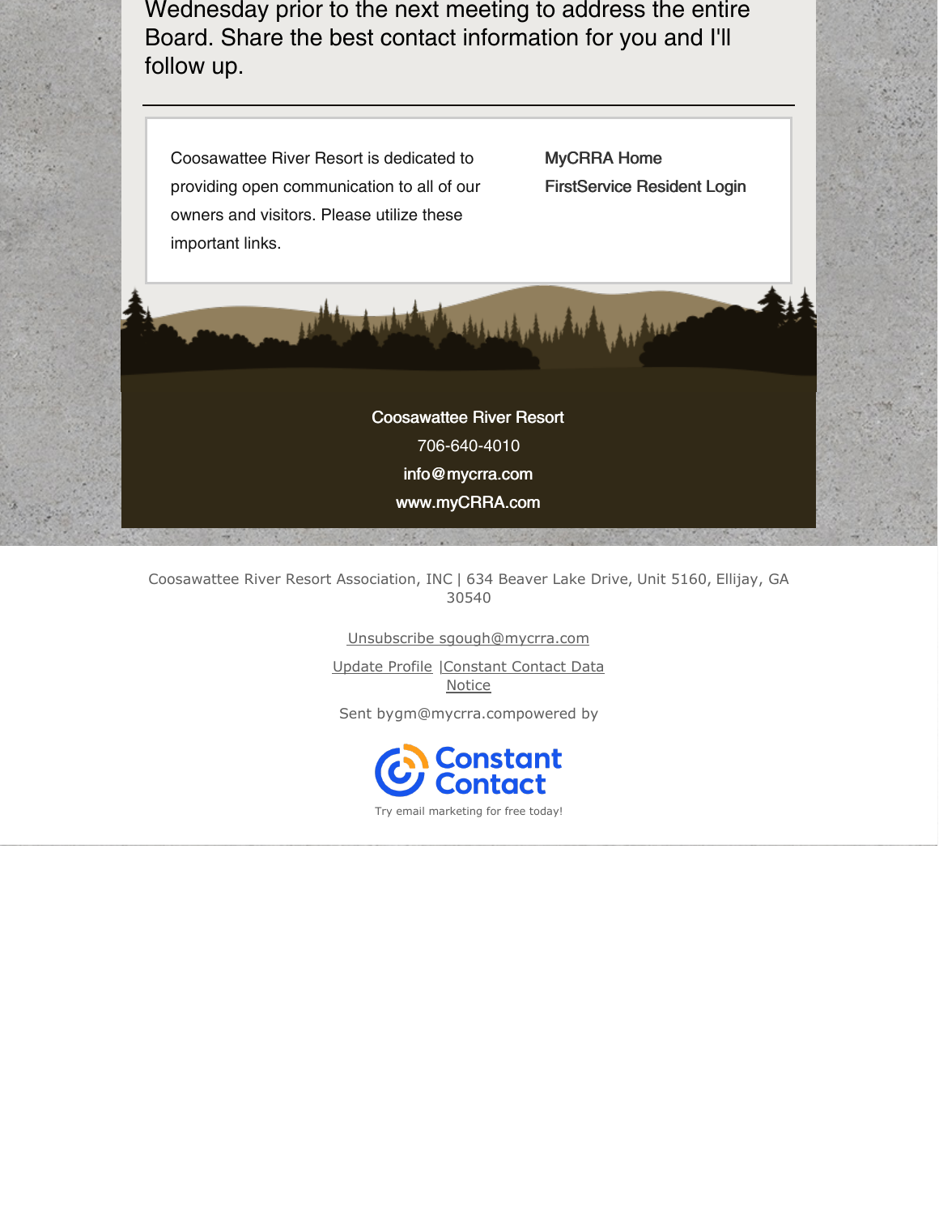Wednesday prior to the next meeting to address the entire Board. Share the best contact information for you and I'll follow up.

---

Coosawattee River Resort is dedicated to providing open communication to all of our owners and visitors. Please utilize these important links.

MyCRRA Home

FirstService Resident Login

**Coosawattee River Resort**

706-640-4010

info@mycrra.com

www.myCRRA.com

Coosawattee River Resort Association, INC | 634 Beaver Lake Drive, Unit 5160, Ellijay, GA 30540

Unsubscribe sgough@mycrra.com

Update Profile | Constant Contact Data Notice

Sent bygm@mycrra.compowered by

Constant Contact

Try email marketing for free today!